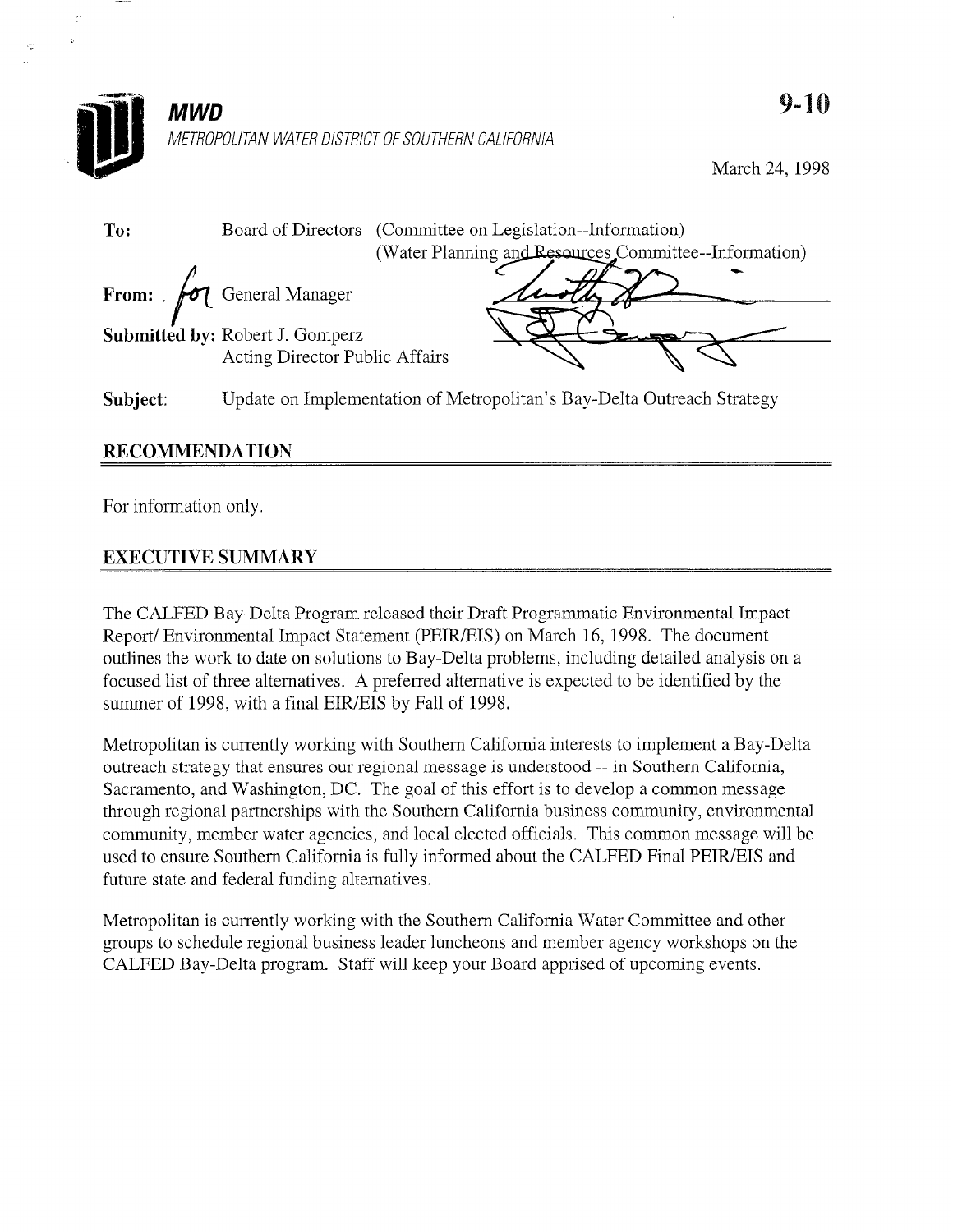**MWD**

*METROPOLITAN WATER DISTRICT OF SOUTHERN CALIFORNIA*

**9-10**

March 24, 1998

**To:** Board of Directors (Committee on Legislation--Information)
(Water Planning and Resources Committee--Information)

**From:** for General Manager

**Submitted by:** Robert J. Gomperz
Acting Director Public Affairs

**Subject:** Update on Implementation of Metropolitan's Bay-Delta Outreach Strategy

## RECOMMENDATION

For information only.

## EXECUTIVE SUMMARY

The CALFED Bay Delta Program released their Draft Programmatic Environmental Impact Report/ Environmental Impact Statement (PEIR/EIS) on March 16, 1998. The document outlines the work to date on solutions to Bay-Delta problems, including detailed analysis on a focused list of three alternatives. A preferred alternative is expected to be identified by the summer of 1998, with a final EIR/EIS by Fall of 1998.

Metropolitan is currently working with Southern California interests to implement a Bay-Delta outreach strategy that ensures our regional message is understood -- in Southern California, Sacramento, and Washington, DC. The goal of this effort is to develop a common message through regional partnerships with the Southern California business community, environmental community, member water agencies, and local elected officials. This common message will be used to ensure Southern California is fully informed about the CALFED Final PEIR/EIS and future state and federal funding alternatives.

Metropolitan is currently working with the Southern California Water Committee and other groups to schedule regional business leader luncheons and member agency workshops on the CALFED Bay-Delta program. Staff will keep your Board apprised of upcoming events.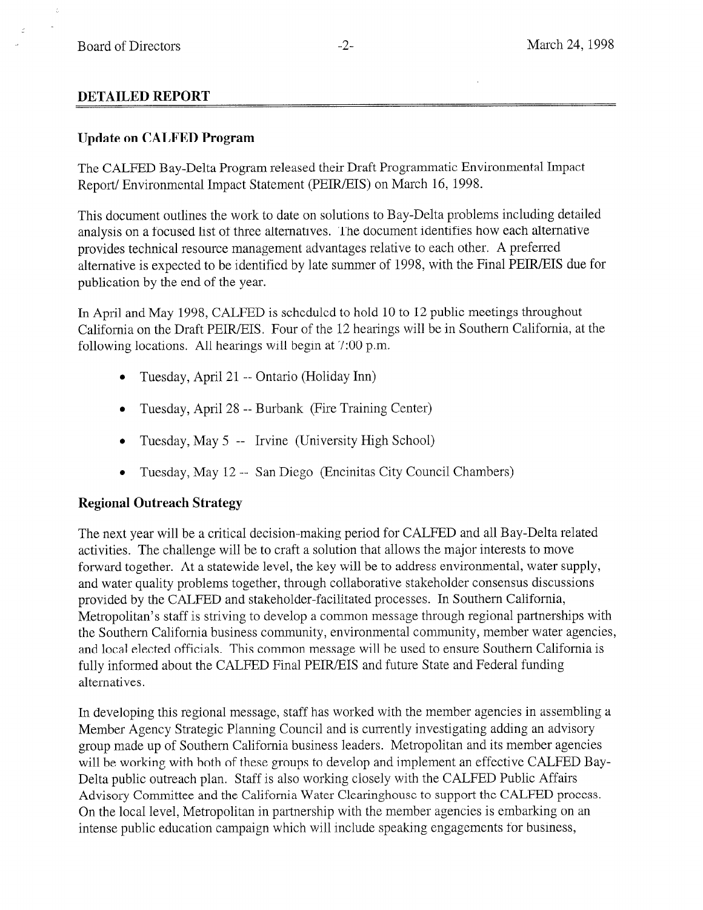## DETAILED REPORT

### Update on CALFED Program

The CALFED Bay-Delta Program released their Draft Programmatic Environmental Impact Report/ Environmental Impact Statement (PEIR/EIS) on March 16, 1998.

This document outlines the work to date on solutions to Bay-Delta problems including detailed analysis on a focused list of three alternatives. The document identifies how each alternative provides technical resource management advantages relative to each other. A preferred alternative is expected to be identified by late summer of 1998, with the Final PEIR/EIS due for publication by the end of the year.

In April and May 1998, CALFED is scheduled to hold 10 to 12 public meetings throughout California on the Draft PEIR/EIS. Four of the 12 hearings will be in Southern California, at the following locations. All hearings will begin at 7:00 p.m.

- Tuesday, April 21 -- Ontario (Holiday Inn)
- Tuesday, April 28 -- Burbank (Fire Training Center)
- Tuesday, May 5 -- Irvine (University High School)
- Tuesday, May 12 -- San Diego (Encinitas City Council Chambers)

### Regional Outreach Strategy

The next year will be a critical decision-making period for CALFED and all Bay-Delta related activities. The challenge will be to craft a solution that allows the major interests to move forward together. At a statewide level, the key will be to address environmental, water supply, and water quality problems together, through collaborative stakeholder consensus discussions provided by the CALFED and stakeholder-facilitated processes. In Southern California, Metropolitan's staff is striving to develop a common message through regional partnerships with the Southern California business community, environmental community, member water agencies, and local elected officials. This common message will be used to ensure Southern California is fully informed about the CALFED Final PEIR/EIS and future State and Federal funding alternatives.

In developing this regional message, staff has worked with the member agencies in assembling a Member Agency Strategic Planning Council and is currently investigating adding an advisory group made up of Southern California business leaders. Metropolitan and its member agencies will be working with both of these groups to develop and implement an effective CALFED Bay-Delta public outreach plan. Staff is also working closely with the CALFED Public Affairs Advisory Committee and the California Water Clearinghouse to support the CALFED process. On the local level, Metropolitan in partnership with the member agencies is embarking on an intense public education campaign which will include speaking engagements for business,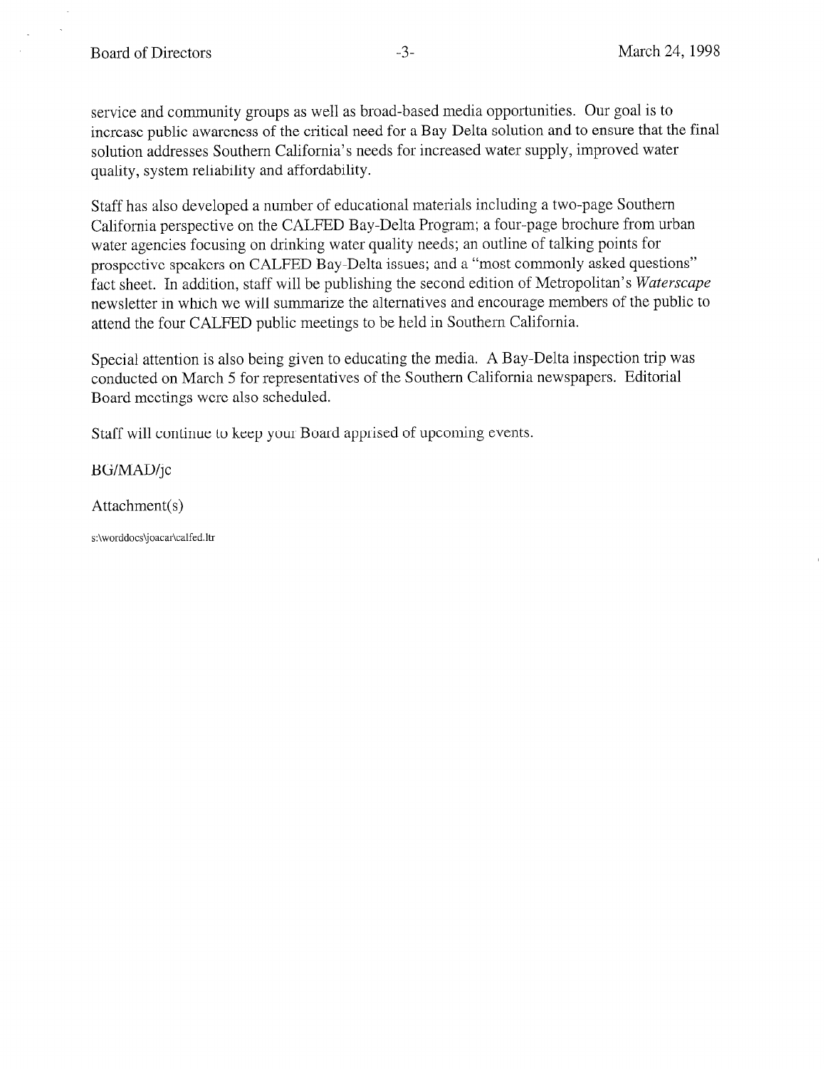service and community groups as well as broad-based media opportunities. Our goal is to increase public awareness of the critical need for a Bay Delta solution and to ensure that the final solution addresses Southern California's needs for increased water supply, improved water quality, system reliability and affordability.

Staff has also developed a number of educational materials including a two-page Southern California perspective on the CALFED Bay-Delta Program; a four-page brochure from urban water agencies focusing on drinking water quality needs; an outline of talking points for prospective speakers on CALFED Bay-Delta issues; and a "most commonly asked questions" fact sheet. In addition, staff will be publishing the second edition of Metropolitan's *Waterscape* newsletter in which we will summarize the alternatives and encourage members of the public to attend the four CALFED public meetings to be held in Southern California.

Special attention is also being given to educating the media. A Bay-Delta inspection trip was conducted on March 5 for representatives of the Southern California newspapers. Editorial Board meetings were also scheduled.

Staff will continue to keep your Board apprised of upcoming events.

BG/MAD/jc

Attachment(s)

s:\worddocs\joacar\calfed.ltr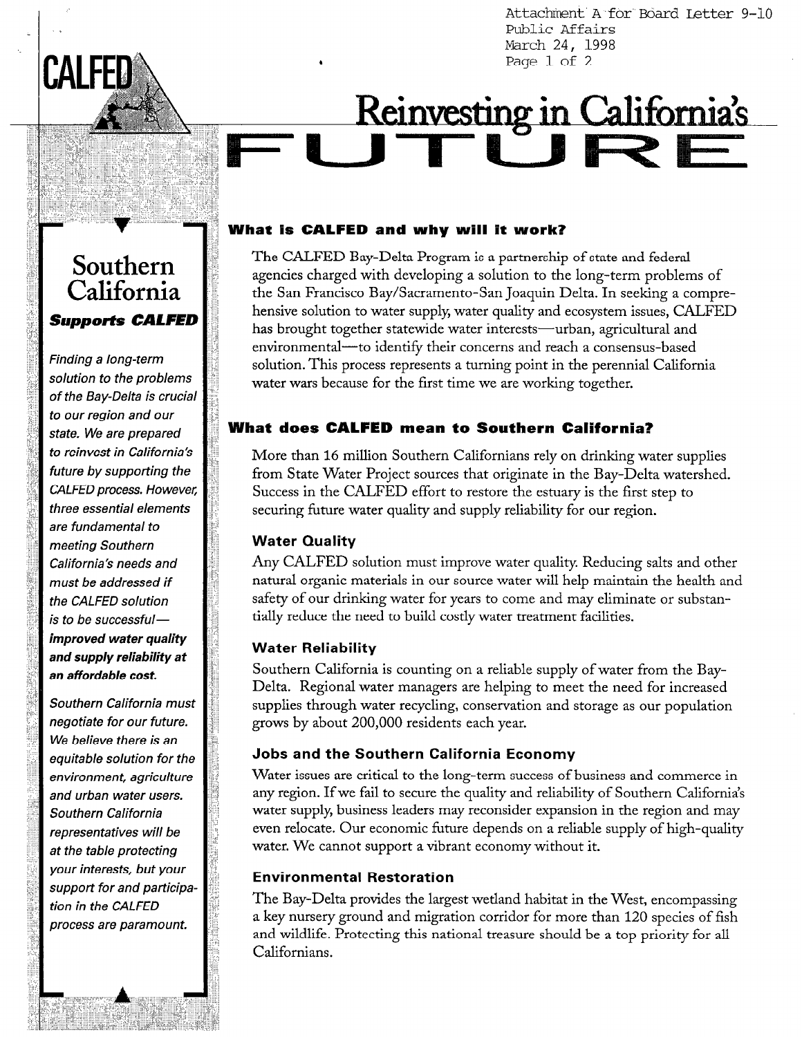Attachment A for Board Letter 9-10
Public Affairs
March 24, 1998

CALFED

# Reinvesting in California's FUTURE

## Southern California

### *Supports CALFED*

*Finding a long-term solution to the problems of the Bay-Delta is crucial to our region and our state. We are prepared to reinvest in California's future by supporting the CALFED process. However, three essential elements are fundamental to meeting Southern California's needs and must be addressed if the CALFED solution is to be successful—* ***improved water quality and supply reliability at an affordable cost.***

*Southern California must negotiate for our future. We believe there is an equitable solution for the environment, agriculture and urban water users. Southern California representatives will be at the table protecting your interests, but your support for and participation in the CALFED process are paramount.*

## What is CALFED and why will it work?

The CALFED Bay-Delta Program is a partnership of state and federal agencies charged with developing a solution to the long-term problems of the San Francisco Bay/Sacramento-San Joaquin Delta. In seeking a comprehensive solution to water supply, water quality and ecosystem issues, CALFED has brought together statewide water interests—urban, agricultural and environmental—to identify their concerns and reach a consensus-based solution. This process represents a turning point in the perennial California water wars because for the first time we are working together.

## What does CALFED mean to Southern California?

More than 16 million Southern Californians rely on drinking water supplies from State Water Project sources that originate in the Bay-Delta watershed. Success in the CALFED effort to restore the estuary is the first step to securing future water quality and supply reliability for our region.

### Water Quality

Any CALFED solution must improve water quality. Reducing salts and other natural organic materials in our source water will help maintain the health and safety of our drinking water for years to come and may eliminate or substantially reduce the need to build costly water treatment facilities.

### Water Reliability

Southern California is counting on a reliable supply of water from the Bay-Delta. Regional water managers are helping to meet the need for increased supplies through water recycling, conservation and storage as our population grows by about 200,000 residents each year.

### Jobs and the Southern California Economy

Water issues are critical to the long-term success of business and commerce in any region. If we fail to secure the quality and reliability of Southern California's water supply, business leaders may reconsider expansion in the region and may even relocate. Our economic future depends on a reliable supply of high-quality water. We cannot support a vibrant economy without it.

### Environmental Restoration

The Bay-Delta provides the largest wetland habitat in the West, encompassing a key nursery ground and migration corridor for more than 120 species of fish and wildlife. Protecting this national treasure should be a top priority for all Californians.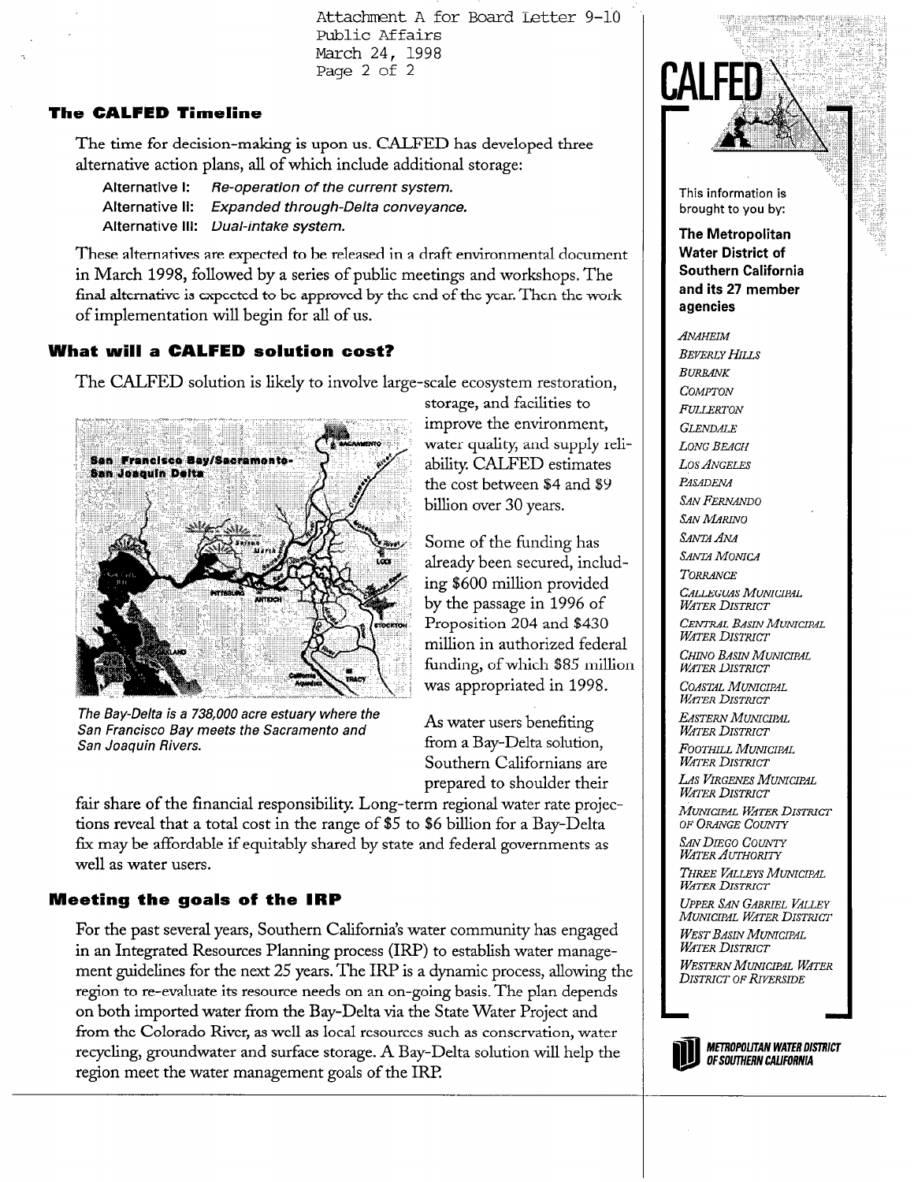Attachment A for Board Letter 9-10
Public Affairs
March 24, 1998

## The CALFED Timeline

The time for decision-making is upon us. CALFED has developed three alternative action plans, all of which include additional storage:

- Alternative I: *Re-operation of the current system.*
- Alternative II: *Expanded through-Delta conveyance.*
- Alternative III: *Dual-intake system.*

These alternatives are expected to be released in a draft environmental document in March 1998, followed by a series of public meetings and workshops. The final alternative is expected to be approved by the end of the year. Then the work of implementation will begin for all of us.

## What will a CALFED solution cost?

The CALFED solution is likely to involve large-scale ecosystem restoration, storage, and facilities to improve the environment, water quality, and supply reliability. CALFED estimates the cost between $4 and $9 billion over 30 years.

Some of the funding has already been secured, including $600 million provided by the passage in 1996 of Proposition 204 and $430 million in authorized federal funding, of which $85 million was appropriated in 1998.

*The Bay-Delta is a 738,000 acre estuary where the San Francisco Bay meets the Sacramento and San Joaquin Rivers.*

As water users benefiting from a Bay-Delta solution, Southern Californians are prepared to shoulder their fair share of the financial responsibility. Long-term regional water rate projections reveal that a total cost in the range of $5 to $6 billion for a Bay-Delta fix may be affordable if equitably shared by state and federal governments as well as water users.

## Meeting the goals of the IRP

For the past several years, Southern California's water community has engaged in an Integrated Resources Planning process (IRP) to establish water management guidelines for the next 25 years. The IRP is a dynamic process, allowing the region to re-evaluate its resource needs on an on-going basis. The plan depends on both imported water from the Bay-Delta via the State Water Project and from the Colorado River, as well as local resources such as conservation, water recycling, groundwater and surface storage. A Bay-Delta solution will help the region meet the water management goals of the IRP.

---

**CALFED**

This information is brought to you by:

**The Metropolitan Water District of Southern California and its 27 member agencies**

*Anaheim*
*Beverly Hills*
*Burbank*
*Compton*
*Fullerton*
*Glendale*
*Long Beach*
*Los Angeles*
*Pasadena*
*San Fernando*
*San Marino*
*Santa Ana*
*Santa Monica*
*Torrance*
*Calleguas Municipal Water District*
*Central Basin Municipal Water District*
*Chino Basin Municipal Water District*
*Coastal Municipal Water District*
*Eastern Municipal Water District*
*Foothill Municipal Water District*
*Las Virgenes Municipal Water District*
*Municipal Water District of Orange County*
*San Diego County Water Authority*
*Three Valleys Municipal Water District*
*Upper San Gabriel Valley Municipal Water District*
*West Basin Municipal Water District*
*Western Municipal Water District of Riverside*

**Metropolitan Water District of Southern California**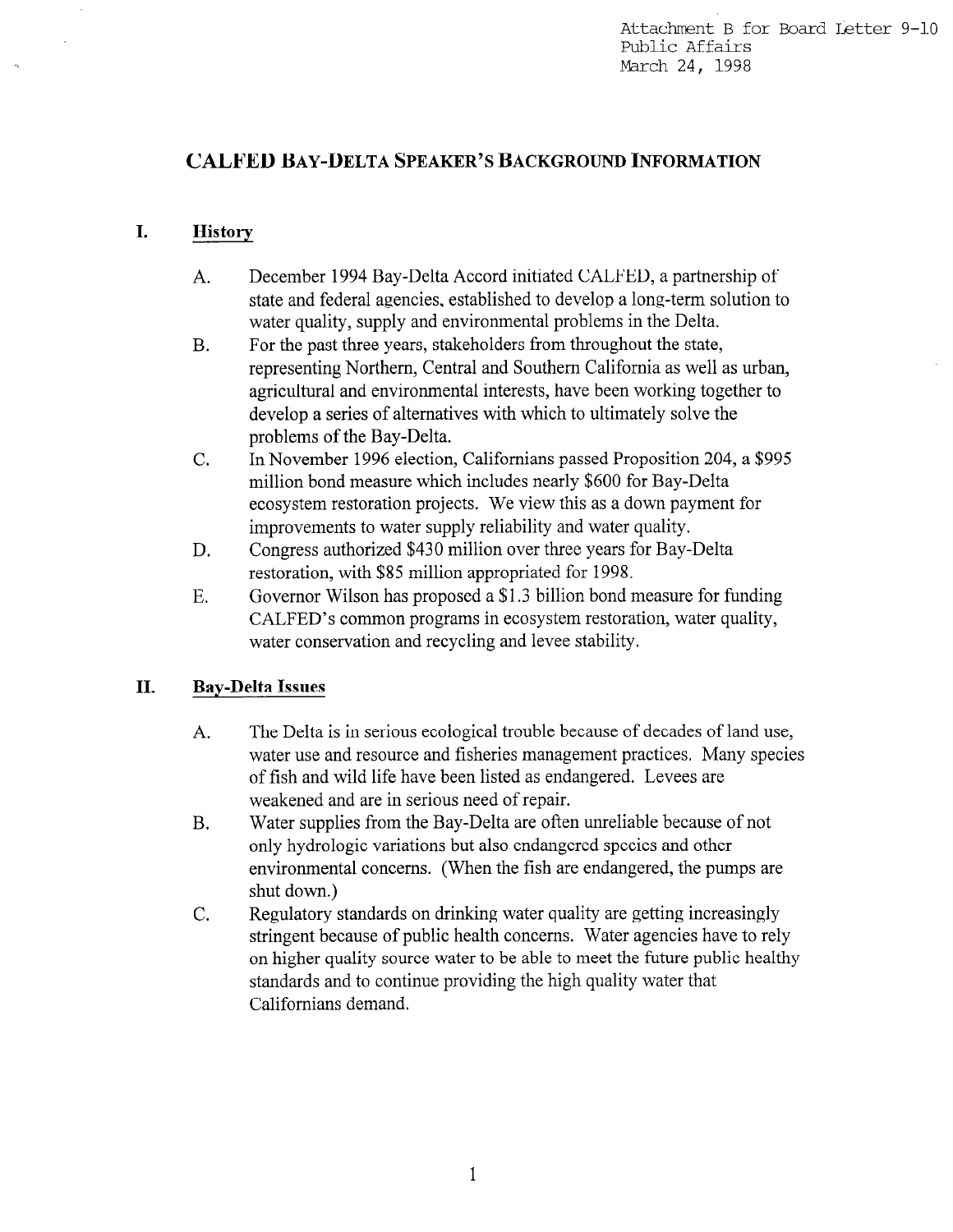Attachment B for Board Letter 9-10
Public Affairs
March 24, 1998

# CALFED BAY-DELTA SPEAKER'S BACKGROUND INFORMATION

## I. History

A. December 1994 Bay-Delta Accord initiated CALFED, a partnership of state and federal agencies, established to develop a long-term solution to water quality, supply and environmental problems in the Delta.

B. For the past three years, stakeholders from throughout the state, representing Northern, Central and Southern California as well as urban, agricultural and environmental interests, have been working together to develop a series of alternatives with which to ultimately solve the problems of the Bay-Delta.

C. In November 1996 election, Californians passed Proposition 204, a $995 million bond measure which includes nearly $600 for Bay-Delta ecosystem restoration projects. We view this as a down payment for improvements to water supply reliability and water quality.

D. Congress authorized $430 million over three years for Bay-Delta restoration, with $85 million appropriated for 1998.

E. Governor Wilson has proposed a $1.3 billion bond measure for funding CALFED's common programs in ecosystem restoration, water quality, water conservation and recycling and levee stability.

## II. Bay-Delta Issues

A. The Delta is in serious ecological trouble because of decades of land use, water use and resource and fisheries management practices. Many species of fish and wild life have been listed as endangered. Levees are weakened and are in serious need of repair.

B. Water supplies from the Bay-Delta are often unreliable because of not only hydrologic variations but also endangered species and other environmental concerns. (When the fish are endangered, the pumps are shut down.)

C. Regulatory standards on drinking water quality are getting increasingly stringent because of public health concerns. Water agencies have to rely on higher quality source water to be able to meet the future public healthy standards and to continue providing the high quality water that Californians demand.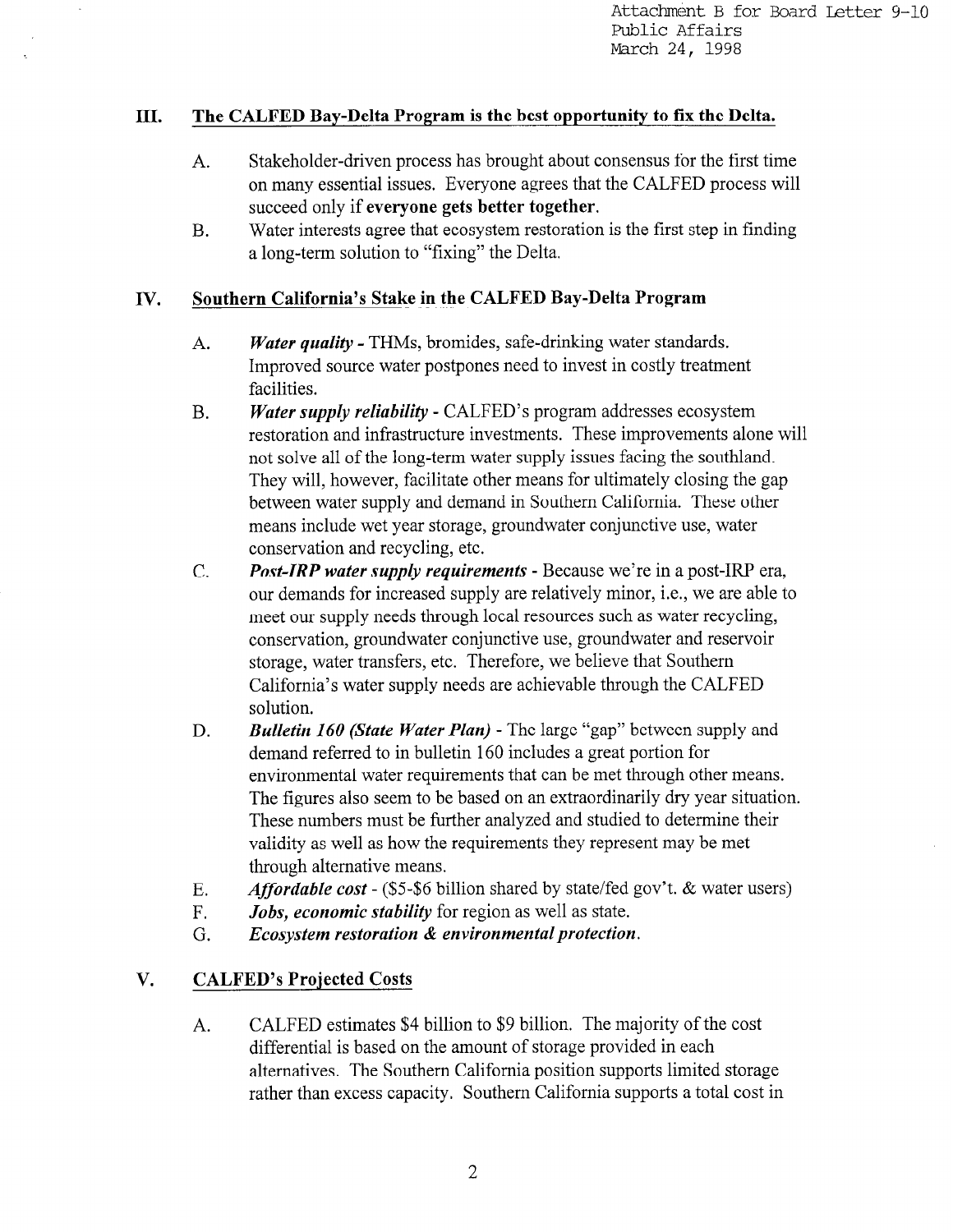Attachment B for Board Letter 9-10
Public Affairs
March 24, 1998

## III. The CALFED Bay-Delta Program is the best opportunity to fix the Delta.

A. Stakeholder-driven process has brought about consensus for the first time on many essential issues. Everyone agrees that the CALFED process will succeed only if **everyone gets better together**.

B. Water interests agree that ecosystem restoration is the first step in finding a long-term solution to "fixing" the Delta.

## IV. Southern California's Stake in the CALFED Bay-Delta Program

A. ***Water quality*** - THMs, bromides, safe-drinking water standards. Improved source water postpones need to invest in costly treatment facilities.

B. ***Water supply reliability*** - CALFED's program addresses ecosystem restoration and infrastructure investments. These improvements alone will not solve all of the long-term water supply issues facing the southland. They will, however, facilitate other means for ultimately closing the gap between water supply and demand in Southern California. These other means include wet year storage, groundwater conjunctive use, water conservation and recycling, etc.

C. ***Post-IRP water supply requirements*** - Because we're in a post-IRP era, our demands for increased supply are relatively minor, i.e., we are able to meet our supply needs through local resources such as water recycling, conservation, groundwater conjunctive use, groundwater and reservoir storage, water transfers, etc. Therefore, we believe that Southern California's water supply needs are achievable through the CALFED solution.

D. ***Bulletin 160 (State Water Plan)*** - The large "gap" between supply and demand referred to in bulletin 160 includes a great portion for environmental water requirements that can be met through other means. The figures also seem to be based on an extraordinarily dry year situation. These numbers must be further analyzed and studied to determine their validity as well as how the requirements they represent may be met through alternative means.

E. ***Affordable cost*** - ($5-$6 billion shared by state/fed gov't. & water users)

F. ***Jobs, economic stability*** for region as well as state.

G. ***Ecosystem restoration & environmental protection.***

## V. CALFED's Projected Costs

A. CALFED estimates $4 billion to $9 billion. The majority of the cost differential is based on the amount of storage provided in each alternatives. The Southern California position supports limited storage rather than excess capacity. Southern California supports a total cost in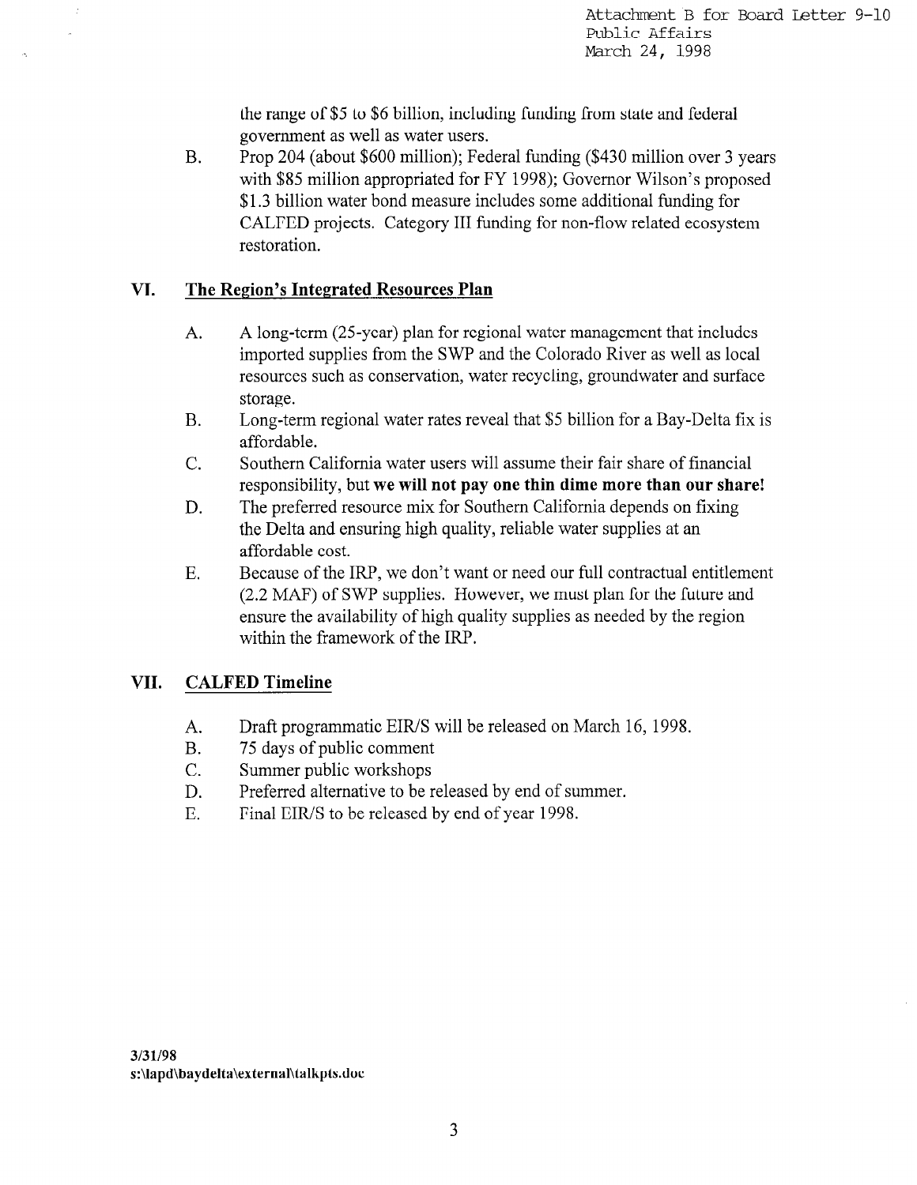Attachment B for Board Letter 9-10
Public Affairs
March 24, 1998

the range of $5 to $6 billion, including funding from state and federal government as well as water users.

B. Prop 204 (about $600 million); Federal funding ($430 million over 3 years with $85 million appropriated for FY 1998); Governor Wilson's proposed $1.3 billion water bond measure includes some additional funding for CALFED projects. Category III funding for non-flow related ecosystem restoration.

## VI. The Region's Integrated Resources Plan

A. A long-term (25-year) plan for regional water management that includes imported supplies from the SWP and the Colorado River as well as local resources such as conservation, water recycling, groundwater and surface storage.

B. Long-term regional water rates reveal that $5 billion for a Bay-Delta fix is affordable.

C. Southern California water users will assume their fair share of financial responsibility, but **we will not pay one thin dime more than our share!**

D. The preferred resource mix for Southern California depends on fixing the Delta and ensuring high quality, reliable water supplies at an affordable cost.

E. Because of the IRP, we don't want or need our full contractual entitlement (2.2 MAF) of SWP supplies. However, we must plan for the future and ensure the availability of high quality supplies as needed by the region within the framework of the IRP.

## VII. CALFED Timeline

A. Draft programmatic EIR/S will be released on March 16, 1998.

B. 75 days of public comment

C. Summer public workshops

D. Preferred alternative to be released by end of summer.

E. Final EIR/S to be released by end of year 1998.

**3/31/98**
**s:\lapd\baydelta\external\talkpts.doc**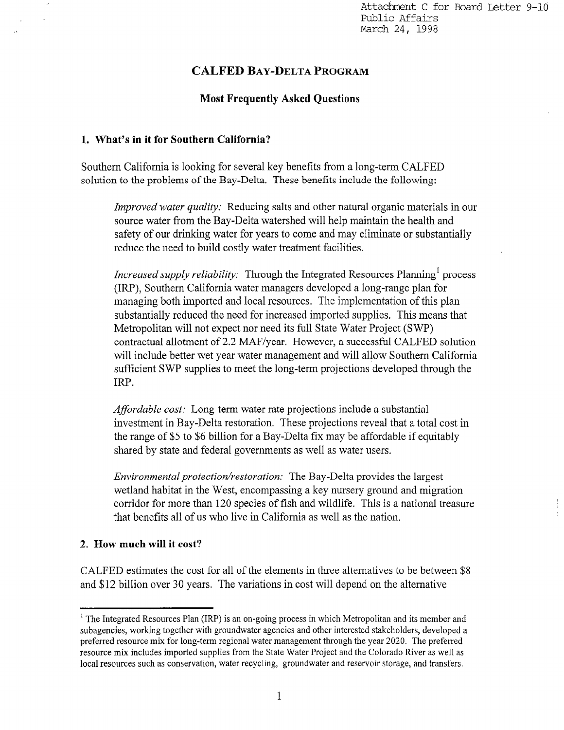Attachment C for Board Letter 9-10
Public Affairs
March 24, 1998

# CALFED BAY-DELTA PROGRAM

## Most Frequently Asked Questions

### 1. What's in it for Southern California?

Southern California is looking for several key benefits from a long-term CALFED solution to the problems of the Bay-Delta. These benefits include the following:

*Improved water quality:* Reducing salts and other natural organic materials in our source water from the Bay-Delta watershed will help maintain the health and safety of our drinking water for years to come and may eliminate or substantially reduce the need to build costly water treatment facilities.

*Increased supply reliability:* Through the Integrated Resources Planning[1] process (IRP), Southern California water managers developed a long-range plan for managing both imported and local resources. The implementation of this plan substantially reduced the need for increased imported supplies. This means that Metropolitan will not expect nor need its full State Water Project (SWP) contractual allotment of 2.2 MAF/year. However, a successful CALFED solution will include better wet year water management and will allow Southern California sufficient SWP supplies to meet the long-term projections developed through the IRP.

*Affordable cost:* Long-term water rate projections include a substantial investment in Bay-Delta restoration. These projections reveal that a total cost in the range of $5 to $6 billion for a Bay-Delta fix may be affordable if equitably shared by state and federal governments as well as water users.

*Environmental protection/restoration:* The Bay-Delta provides the largest wetland habitat in the West, encompassing a key nursery ground and migration corridor for more than 120 species of fish and wildlife. This is a national treasure that benefits all of us who live in California as well as the nation.

### 2. How much will it cost?

CALFED estimates the cost for all of the elements in three alternatives to be between $8 and $12 billion over 30 years. The variations in cost will depend on the alternative

[1] The Integrated Resources Plan (IRP) is an on-going process in which Metropolitan and its member and subagencies, working together with groundwater agencies and other interested stakeholders, developed a preferred resource mix for long-term regional water management through the year 2020. The preferred resource mix includes imported supplies from the State Water Project and the Colorado River as well as local resources such as conservation, water recycling, groundwater and reservoir storage, and transfers.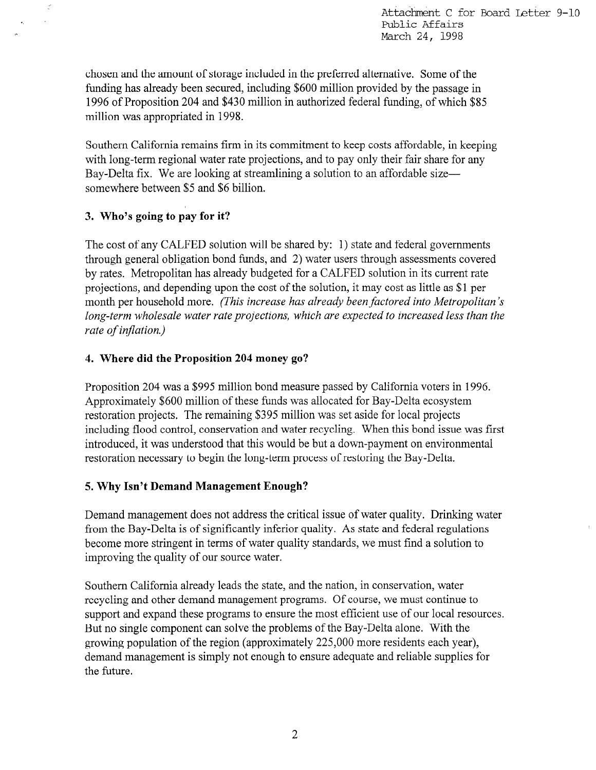chosen and the amount of storage included in the preferred alternative. Some of the funding has already been secured, including $600 million provided by the passage in 1996 of Proposition 204 and $430 million in authorized federal funding, of which $85 million was appropriated in 1998.

Southern California remains firm in its commitment to keep costs affordable, in keeping with long-term regional water rate projections, and to pay only their fair share for any Bay-Delta fix. We are looking at streamlining a solution to an affordable size—somewhere between $5 and $6 billion.

**3. Who's going to pay for it?**

The cost of any CALFED solution will be shared by: 1) state and federal governments through general obligation bond funds, and 2) water users through assessments covered by rates. Metropolitan has already budgeted for a CALFED solution in its current rate projections, and depending upon the cost of the solution, it may cost as little as $1 per month per household more. *(This increase has already been factored into Metropolitan's long-term wholesale water rate projections, which are expected to increased less than the rate of inflation.)*

**4. Where did the Proposition 204 money go?**

Proposition 204 was a $995 million bond measure passed by California voters in 1996. Approximately $600 million of these funds was allocated for Bay-Delta ecosystem restoration projects. The remaining $395 million was set aside for local projects including flood control, conservation and water recycling. When this bond issue was first introduced, it was understood that this would be but a down-payment on environmental restoration necessary to begin the long-term process of restoring the Bay-Delta.

**5. Why Isn't Demand Management Enough?**

Demand management does not address the critical issue of water quality. Drinking water from the Bay-Delta is of significantly inferior quality. As state and federal regulations become more stringent in terms of water quality standards, we must find a solution to improving the quality of our source water.

Southern California already leads the state, and the nation, in conservation, water recycling and other demand management programs. Of course, we must continue to support and expand these programs to ensure the most efficient use of our local resources. But no single component can solve the problems of the Bay-Delta alone. With the growing population of the region (approximately 225,000 more residents each year), demand management is simply not enough to ensure adequate and reliable supplies for the future.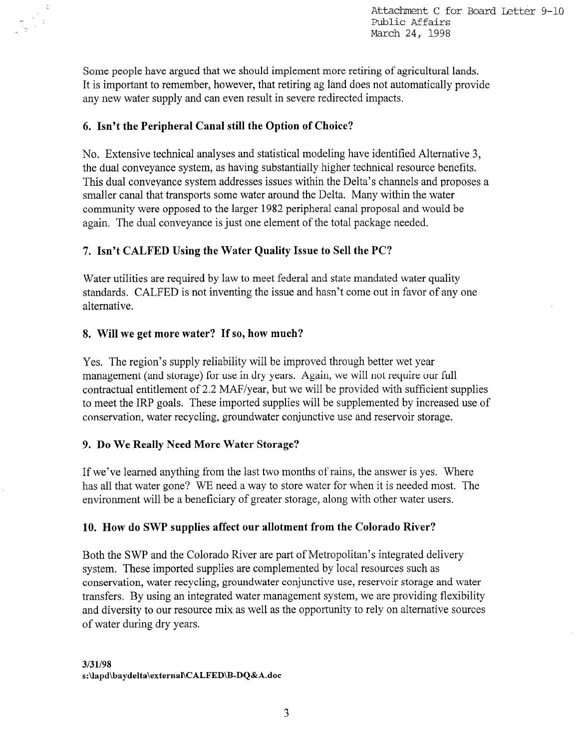Some people have argued that we should implement more retiring of agricultural lands. It is important to remember, however, that retiring ag land does not automatically provide any new water supply and can even result in severe redirected impacts.

### 6. Isn't the Peripheral Canal still the Option of Choice?

No. Extensive technical analyses and statistical modeling have identified Alternative 3, the dual conveyance system, as having substantially higher technical resource benefits. This dual conveyance system addresses issues within the Delta's channels and proposes a smaller canal that transports some water around the Delta. Many within the water community were opposed to the larger 1982 peripheral canal proposal and would be again. The dual conveyance is just one element of the total package needed.

### 7. Isn't CALFED Using the Water Quality Issue to Sell the PC?

Water utilities are required by law to meet federal and state mandated water quality standards. CALFED is not inventing the issue and hasn't come out in favor of any one alternative.

### 8. Will we get more water? If so, how much?

Yes. The region's supply reliability will be improved through better wet year management (and storage) for use in dry years. Again, we will not require our full contractual entitlement of 2.2 MAF/year, but we will be provided with sufficient supplies to meet the IRP goals. These imported supplies will be supplemented by increased use of conservation, water recycling, groundwater conjunctive use and reservoir storage.

### 9. Do We Really Need More Water Storage?

If we've learned anything from the last two months of rains, the answer is yes. Where has all that water gone? WE need a way to store water for when it is needed most. The environment will be a beneficiary of greater storage, along with other water users.

### 10. How do SWP supplies affect our allotment from the Colorado River?

Both the SWP and the Colorado River are part of Metropolitan's integrated delivery system. These imported supplies are complemented by local resources such as conservation, water recycling, groundwater conjunctive use, reservoir storage and water transfers. By using an integrated water management system, we are providing flexibility and diversity to our resource mix as well as the opportunity to rely on alternative sources of water during dry years.

**3/31/98**
**s:\lapd\baydelta\external\CALFED\B-DQ&A.doc**